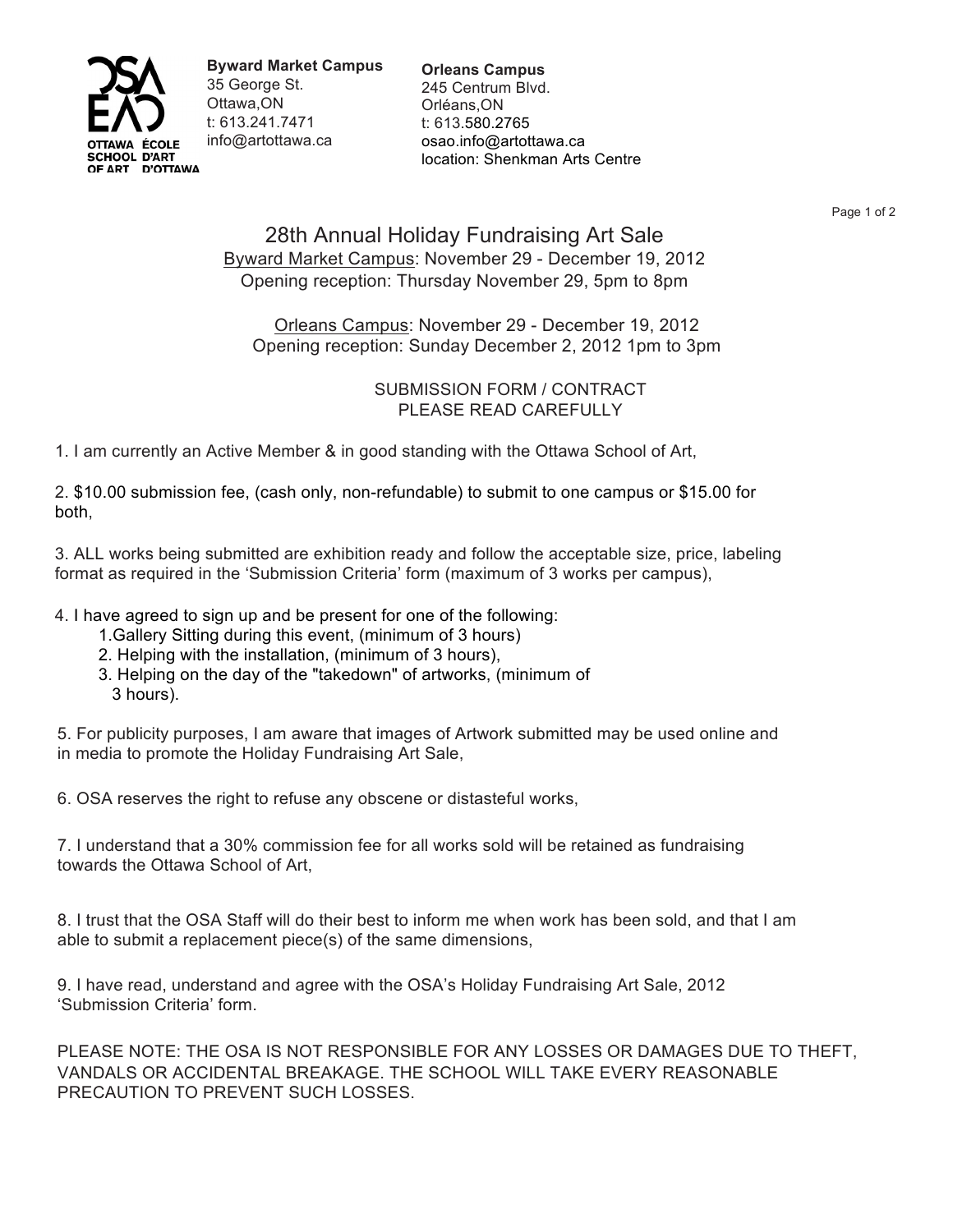OSA EAD
OTTAWA SCHOOL OF ART
ÉCOLE D'ART D'OTTAWA

**Byward Market Campus**
35 George St.
Ottawa,ON
t: 613.241.7471
info@artottawa.ca

**Orleans Campus**
245 Centrum Blvd.
Orléans,ON
t: 613.580.2765
osao.info@artottawa.ca
location: Shenkman Arts Centre

# 28th Annual Holiday Fundraising Art Sale

Byward Market Campus: November 29 - December 19, 2012
Opening reception: Thursday November 29, 5pm to 8pm

Orleans Campus: November 29 - December 19, 2012
Opening reception: Sunday December 2, 2012 1pm to 3pm

## SUBMISSION FORM / CONTRACT
PLEASE READ CAREFULLY

1. I am currently an Active Member & in good standing with the Ottawa School of Art,

2. $10.00 submission fee, (cash only, non-refundable) to submit to one campus or $15.00 for both,

3. ALL works being submitted are exhibition ready and follow the acceptable size, price, labeling format as required in the 'Submission Criteria' form (maximum of 3 works per campus),

4. I have agreed to sign up and be present for one of the following:
   1. Gallery Sitting during this event, (minimum of 3 hours)
   2. Helping with the installation, (minimum of 3 hours),
   3. Helping on the day of the "takedown" of artworks, (minimum of 3 hours).

5. For publicity purposes, I am aware that images of Artwork submitted may be used online and in media to promote the Holiday Fundraising Art Sale,

6. OSA reserves the right to refuse any obscene or distasteful works,

7. I understand that a 30% commission fee for all works sold will be retained as fundraising towards the Ottawa School of Art,

8. I trust that the OSA Staff will do their best to inform me when work has been sold, and that I am able to submit a replacement piece(s) of the same dimensions,

9. I have read, understand and agree with the OSA's Holiday Fundraising Art Sale, 2012 'Submission Criteria' form.

PLEASE NOTE: THE OSA IS NOT RESPONSIBLE FOR ANY LOSSES OR DAMAGES DUE TO THEFT, VANDALS OR ACCIDENTAL BREAKAGE. THE SCHOOL WILL TAKE EVERY REASONABLE PRECAUTION TO PREVENT SUCH LOSSES.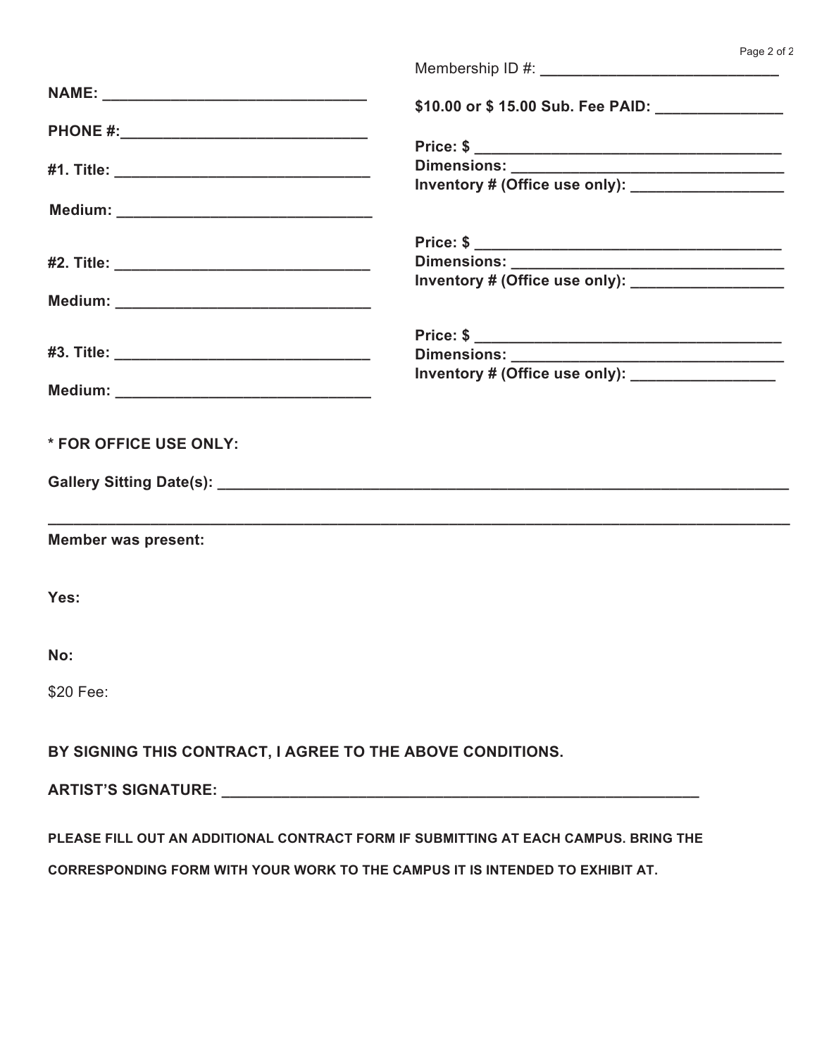**NAME:** ______________________________

**PHONE #:**______________________________

Membership ID #: ____________________________

**$10.00 or $ 15.00 Sub. Fee PAID:** _______________

**#1. Title:** ______________________________

**Medium:** ______________________________

**Price: $** ____________________________________

**Dimensions:** ________________________________

**Inventory # (Office use only):** __________________

**#2. Title:** ______________________________

**Medium:** ______________________________

**Price: $** ____________________________________

**Dimensions:** ________________________________

**Inventory # (Office use only):** __________________

**#3. Title:** ______________________________

**Medium:** ______________________________

**Price: $** ____________________________________

**Dimensions:** ________________________________

**Inventory # (Office use only):** _________________

**\* FOR OFFICE USE ONLY:**

**Gallery Sitting Date(s):** ____________________________________________________________________

______________________________________________________________________________________

**Member was present:**

**Yes:**

**No:**

$20 Fee:

**BY SIGNING THIS CONTRACT, I AGREE TO THE ABOVE CONDITIONS.**

**ARTIST'S SIGNATURE:** _________________________________________________________

**PLEASE FILL OUT AN ADDITIONAL CONTRACT FORM IF SUBMITTING AT EACH CAMPUS. BRING THE CORRESPONDING FORM WITH YOUR WORK TO THE CAMPUS IT IS INTENDED TO EXHIBIT AT.**